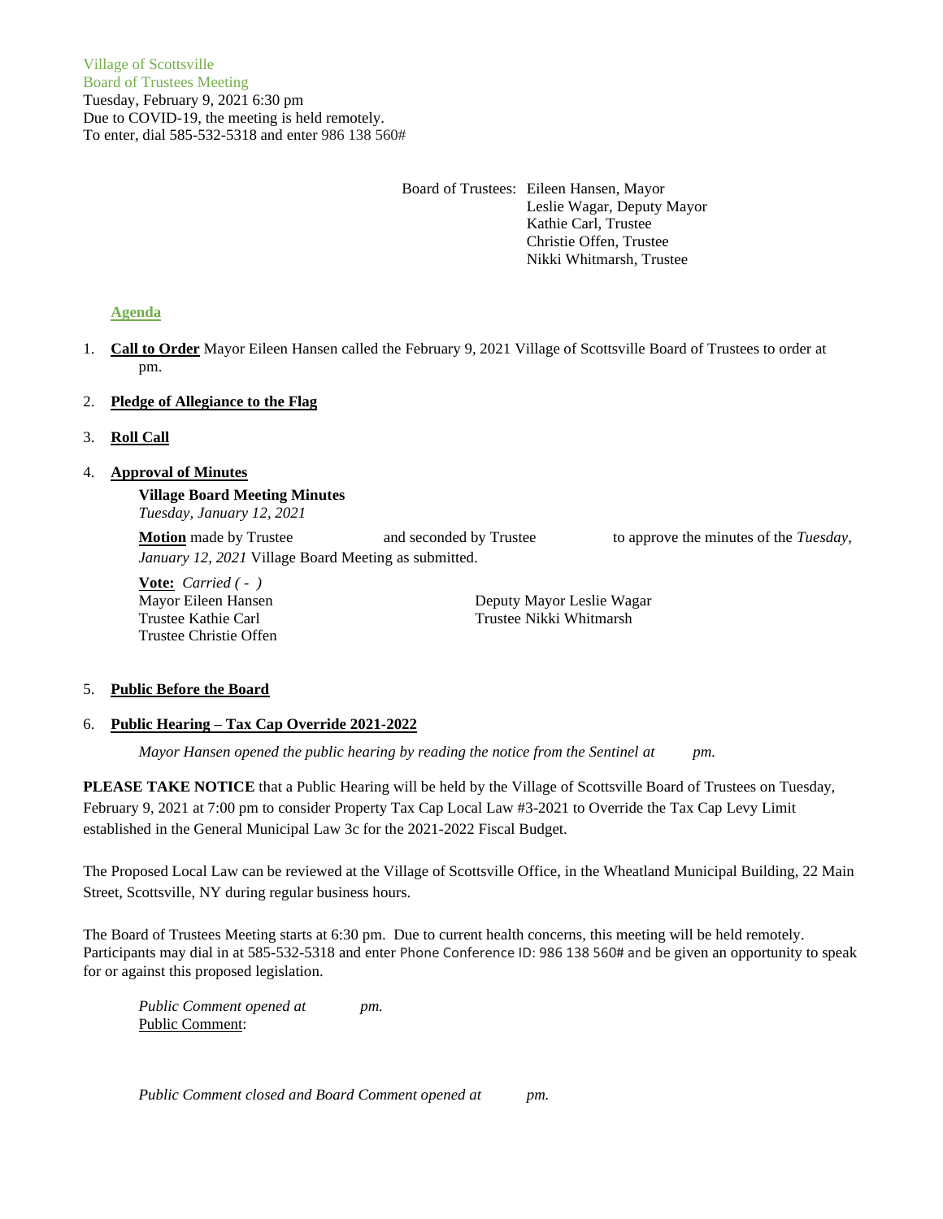Village of Scottsville
Board of Trustees Meeting
Tuesday, February 9, 2021 6:30 pm
Due to COVID-19, the meeting is held remotely.
To enter, dial 585-532-5318 and enter 986 138 560#

Board of Trustees: Eileen Hansen, Mayor
Leslie Wagar, Deputy Mayor
Kathie Carl, Trustee
Christie Offen, Trustee
Nikki Whitmarsh, Trustee

## Agenda

1. **Call to Order** Mayor Eileen Hansen called the February 9, 2021 Village of Scottsville Board of Trustees to order at pm.

2. **Pledge of Allegiance to the Flag**

3. **Roll Call**

4. **Approval of Minutes**

   **Village Board Meeting Minutes**
   *Tuesday, January 12, 2021*

   **Motion** made by Trustee and seconded by Trustee to approve the minutes of the *Tuesday, January 12, 2021* Village Board Meeting as submitted.

   **Vote:** *Carried ( - )*
   Mayor Eileen Hansen
   Deputy Mayor Leslie Wagar
   Trustee Kathie Carl
   Trustee Nikki Whitmarsh
   Trustee Christie Offen

5. **Public Before the Board**

6. **Public Hearing – Tax Cap Override 2021-2022**

   *Mayor Hansen opened the public hearing by reading the notice from the Sentinel at pm.*

**PLEASE TAKE NOTICE** that a Public Hearing will be held by the Village of Scottsville Board of Trustees on Tuesday, February 9, 2021 at 7:00 pm to consider Property Tax Cap Local Law #3-2021 to Override the Tax Cap Levy Limit established in the General Municipal Law 3c for the 2021-2022 Fiscal Budget.

The Proposed Local Law can be reviewed at the Village of Scottsville Office, in the Wheatland Municipal Building, 22 Main Street, Scottsville, NY during regular business hours.

The Board of Trustees Meeting starts at 6:30 pm. Due to current health concerns, this meeting will be held remotely. Participants may dial in at 585-532-5318 and enter Phone Conference ID: 986 138 560# and be given an opportunity to speak for or against this proposed legislation.

*Public Comment opened at pm.*
Public Comment:

*Public Comment closed and Board Comment opened at pm.*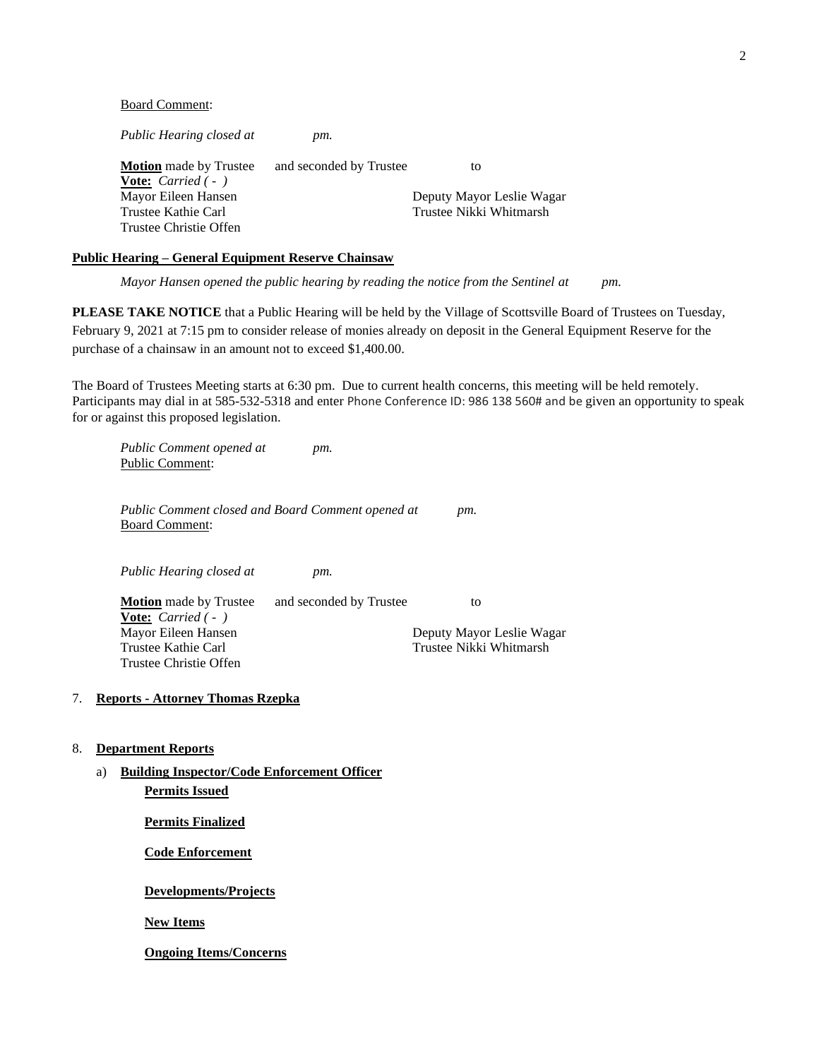Board Comment:

*Public Hearing closed at pm.*

**Motion** made by Trustee and seconded by Trustee to
**Vote:** *Carried ( - )*
Mayor Eileen Hansen
Deputy Mayor Leslie Wagar
Trustee Kathie Carl
Trustee Nikki Whitmarsh
Trustee Christie Offen

**Public Hearing – General Equipment Reserve Chainsaw**

*Mayor Hansen opened the public hearing by reading the notice from the Sentinel at pm.*

**PLEASE TAKE NOTICE** that a Public Hearing will be held by the Village of Scottsville Board of Trustees on Tuesday, February 9, 2021 at 7:15 pm to consider release of monies already on deposit in the General Equipment Reserve for the purchase of a chainsaw in an amount not to exceed $1,400.00.

The Board of Trustees Meeting starts at 6:30 pm. Due to current health concerns, this meeting will be held remotely. Participants may dial in at 585-532-5318 and enter Phone Conference ID: 986 138 560# and be given an opportunity to speak for or against this proposed legislation.

*Public Comment opened at pm.*
Public Comment:

*Public Comment closed and Board Comment opened at pm.*
Board Comment:

*Public Hearing closed at pm.*

**Motion** made by Trustee and seconded by Trustee to
**Vote:** *Carried ( - )*
Mayor Eileen Hansen
Deputy Mayor Leslie Wagar
Trustee Kathie Carl
Trustee Nikki Whitmarsh
Trustee Christie Offen

7. **Reports - Attorney Thomas Rzepka**

8. **Department Reports**

   a) **Building Inspector/Code Enforcement Officer**

      **Permits Issued**

      **Permits Finalized**

      **Code Enforcement**

      **Developments/Projects**

      **New Items**

      **Ongoing Items/Concerns**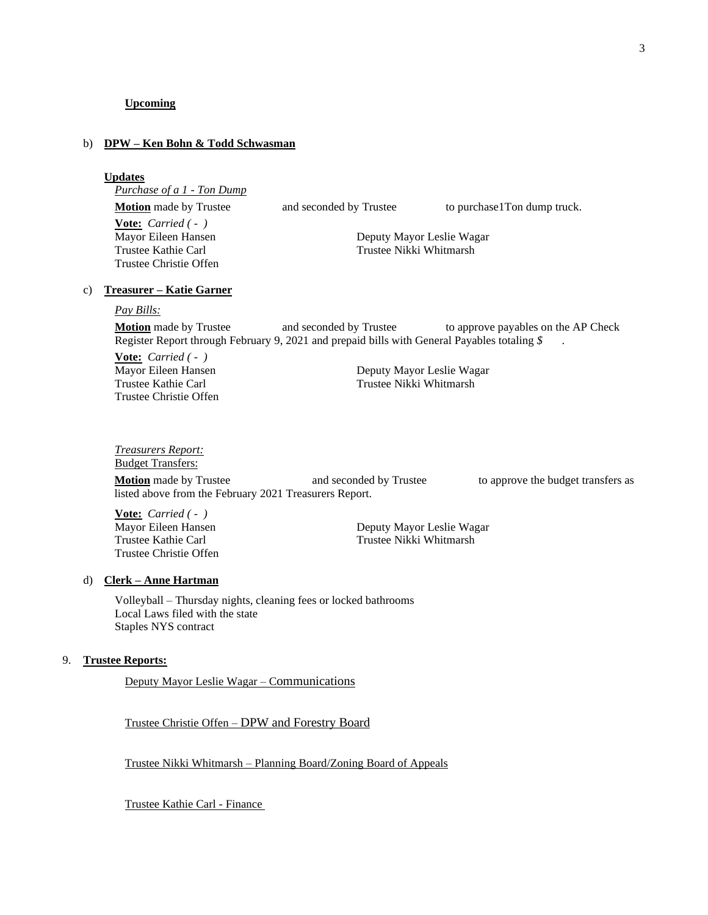**Upcoming**

b) **DPW – Ken Bohn & Todd Schwasman**

**Updates**

*Purchase of a 1 - Ton Dump*

**Motion** made by Trustee and seconded by Trustee to purchase1Ton dump truck.

**Vote:** *Carried ( - )*

Mayor Eileen Hansen
Deputy Mayor Leslie Wagar
Trustee Kathie Carl
Trustee Nikki Whitmarsh
Trustee Christie Offen

c) **Treasurer – Katie Garner**

*Pay Bills:*

**Motion** made by Trustee and seconded by Trustee to approve payables on the AP Check Register Report through February 9, 2021 and prepaid bills with General Payables totaling *$* .

**Vote:** *Carried ( - )*

Mayor Eileen Hansen
Deputy Mayor Leslie Wagar
Trustee Kathie Carl
Trustee Nikki Whitmarsh
Trustee Christie Offen

*Treasurers Report:*

Budget Transfers:

**Motion** made by Trustee and seconded by Trustee to approve the budget transfers as listed above from the February 2021 Treasurers Report.

**Vote:** *Carried ( - )*

Mayor Eileen Hansen
Deputy Mayor Leslie Wagar
Trustee Kathie Carl
Trustee Nikki Whitmarsh
Trustee Christie Offen

d) **Clerk – Anne Hartman**

Volleyball – Thursday nights, cleaning fees or locked bathrooms
Local Laws filed with the state
Staples NYS contract

9. **Trustee Reports:**

Deputy Mayor Leslie Wagar – Communications

Trustee Christie Offen – DPW and Forestry Board

Trustee Nikki Whitmarsh – Planning Board/Zoning Board of Appeals

Trustee Kathie Carl - Finance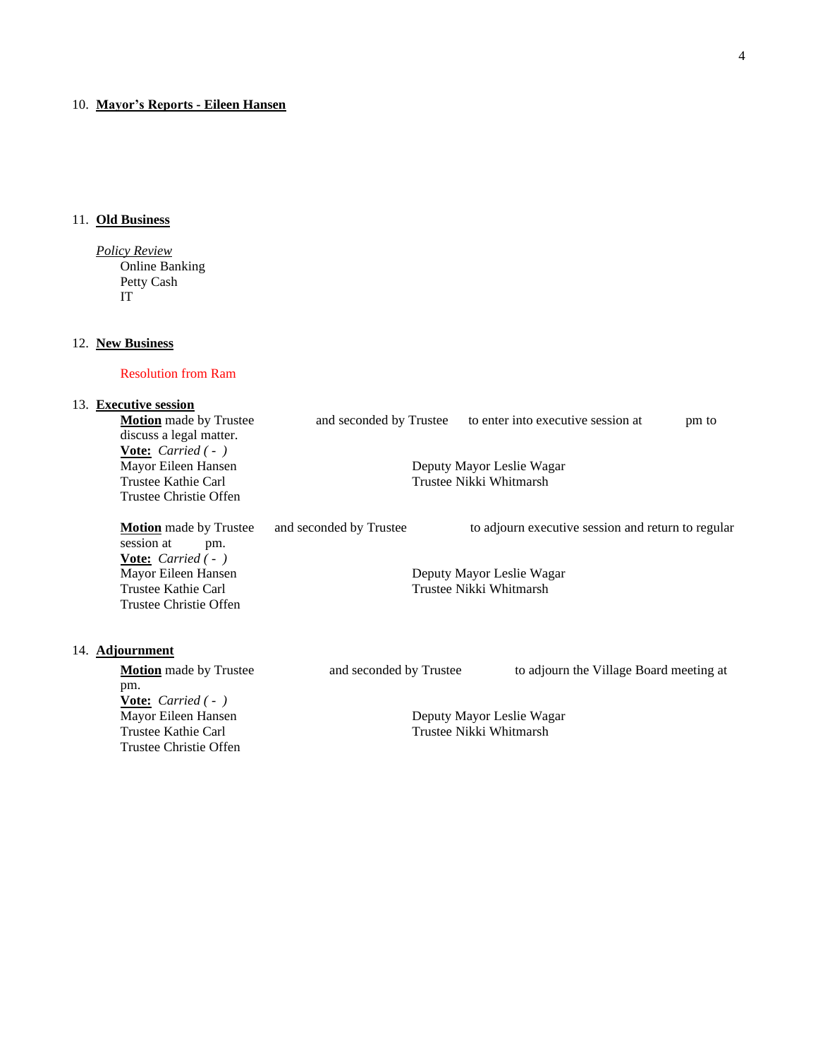10. **Mayor's Reports - Eileen Hansen**

11. **Old Business**

*Policy Review*

Online Banking
Petty Cash
IT

12. **New Business**

Resolution from Ram

13. **Executive session**

**Motion** made by Trustee and seconded by Trustee to enter into executive session at pm to discuss a legal matter.
**Vote:** *Carried ( - )*

Mayor Eileen Hansen
Trustee Kathie Carl
Trustee Christie Offen
Deputy Mayor Leslie Wagar
Trustee Nikki Whitmarsh

**Motion** made by Trustee and seconded by Trustee to adjourn executive session and return to regular session at pm.
**Vote:** *Carried ( - )*

Mayor Eileen Hansen
Trustee Kathie Carl
Trustee Christie Offen
Deputy Mayor Leslie Wagar
Trustee Nikki Whitmarsh

14. **Adjournment**

**Motion** made by Trustee and seconded by Trustee to adjourn the Village Board meeting at pm.
**Vote:** *Carried ( - )*

Mayor Eileen Hansen
Trustee Kathie Carl
Trustee Christie Offen
Deputy Mayor Leslie Wagar
Trustee Nikki Whitmarsh